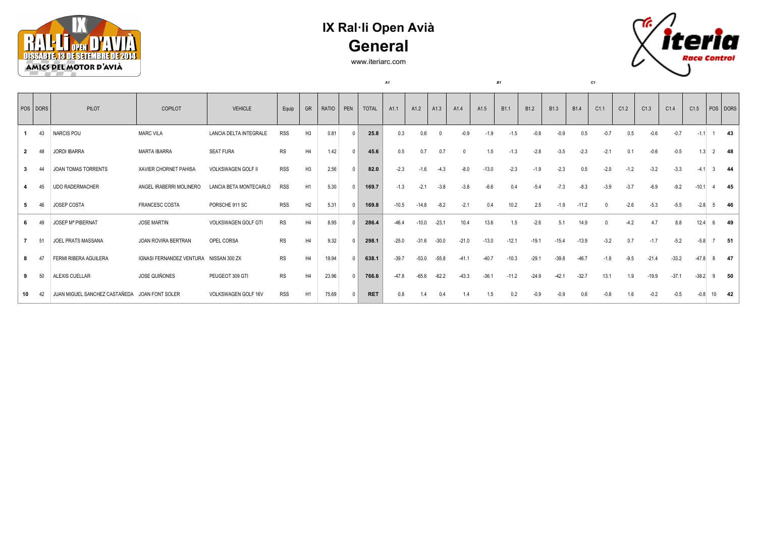# IX Ral·li Open Avià

## General

www.iteriarc.com

| POS | DORS | PILOT | COPILOT | VEHICLE | Equip | GR | RATIO | PEN | TOTAL | A1.1 | A1.2 | A1.3 | A1.4 | A1.5 | B1.1 | B1.2 | B1.3 | B1.4 | C1.1 | C1.2 | C1.3 | C1.4 | C1.5 | POS | DORS |
|---|---|---|---|---|---|---|---|---|---|---|---|---|---|---|---|---|---|---|---|---|---|---|---|---|---|
| 1 | 43 | NARCIS POU | MARC VILA | LANCIA DELTA INTEGRALE | RSS | H3 | 0.81 | 0 | 25.8 | 0.3 | 0.6 | 0 | -0.9 | -1.9 | -1.5 | -0.8 | -0.9 | 0.5 | -0.7 | 0.5 | -0.6 | -0.7 | -1.1 | 1 | 43 |
| 2 | 48 | JORDI IBARRA | MARTA IBARRA | SEAT FURA | RS | H4 | 1.42 | 0 | 45.6 | 0.5 | 0.7 | 0.7 | 0 | 1.5 | -1.3 | -2.8 | -3.5 | -2.3 | -2.1 | 0.1 | -0.6 | -0.5 | 1.3 | 2 | 48 |
| 3 | 44 | JOAN TOMAS TORRENTS | XAVIER CHORNET PAHISA | VOLKSWAGEN GOLF II | RSS | H3 | 2.56 | 0 | 82.0 | -2.3 | -1.6 | -4.3 | -8.0 | -13.0 | -2.3 | -1.9 | -2.3 | 0.5 | -2.0 | -1.2 | -3.2 | -3.3 | -4.1 | 3 | 44 |
| 4 | 45 | UDO RADERMACHER | ANGEL IRABERRI MOLINERO | LANCIA BETA MONTECARLO | RSS | H1 | 5.30 | 0 | 169.7 | -1.3 | -2.1 | -3.8 | -3.8 | -6.6 | 0.4 | -5.4 | -7.3 | -8.3 | -3.9 | -3.7 | -6.9 | -9.2 | -10.1 | 4 | 45 |
| 5 | 46 | JOSEP COSTA | FRANCESC COSTA | PORSCHE 911 SC | RSS | H2 | 5.31 | 0 | 169.8 | -10.5 | -14.8 | -8.2 | -2.1 | 0.4 | 10.2 | 2.5 | -1.9 | -11.2 | 0 | -2.6 | -5.3 | -5.5 | -2.8 | 5 | 46 |
| 6 | 49 | JOSEP Mª PIBERNAT | JOSE MARTIN | VOLKSWAGEN GOLF GTI | RS | H4 | 8.95 | 0 | 286.4 | -46.4 | -10.0 | -23.1 | 10.4 | 13.6 | 1.5 | -2.6 | 5.1 | 14.9 | 0 | -4.2 | 4.7 | 8.8 | 12.4 | 6 | 49 |
| 7 | 51 | JOEL PRATS MASSANA | JOAN ROVIRA BERTRAN | OPEL CORSA | RS | H4 | 9.32 | 0 | 298.1 | -25.0 | -31.6 | -30.0 | -21.0 | -13.0 | -12.1 | -19.1 | -15.4 | -13.9 | -3.2 | 0.7 | -1.7 | -5.2 | -5.8 | 7 | 51 |
| 8 | 47 | FERMI RIBERA AGUILERA | IGNASI FERNANDEZ VENTURA | NISSAN 300 ZX | RS | H4 | 19.94 | 0 | 638.1 | -39.7 | -53.0 | -55.8 | -41.1 | -40.7 | -10.3 | -29.1 | -39.8 | -46.7 | -1.8 | -9.5 | -21.4 | -33.2 | -47.8 | 8 | 47 |
| 9 | 50 | ALEXIS CUELLAR | JOSE QUIÑONES | PEUGEOT 309 GTI | RS | H4 | 23.96 | 0 | 766.6 | -47.8 | -65.6 | -62.2 | -43.3 | -36.1 | -11.2 | -24.9 | -42.1 | -32.7 | 13.1 | 1.9 | -19.9 | -37.1 | -38.2 | 9 | 50 |
| 10 | 42 | JUAN MIGUEL SANCHEZ CASTAÑEDA | JOAN FONT SOLER | VOLKSWAGEN GOLF 16V | RSS | H1 | 75.69 | 0 | RET | 0.8 | 1.4 | 0.4 | 1.4 | 1.5 | 0.2 | -0.9 | -0.9 | 0.6 | -0.8 | 1.6 | -0.2 | -0.5 | -0.8 | 10 | 42 |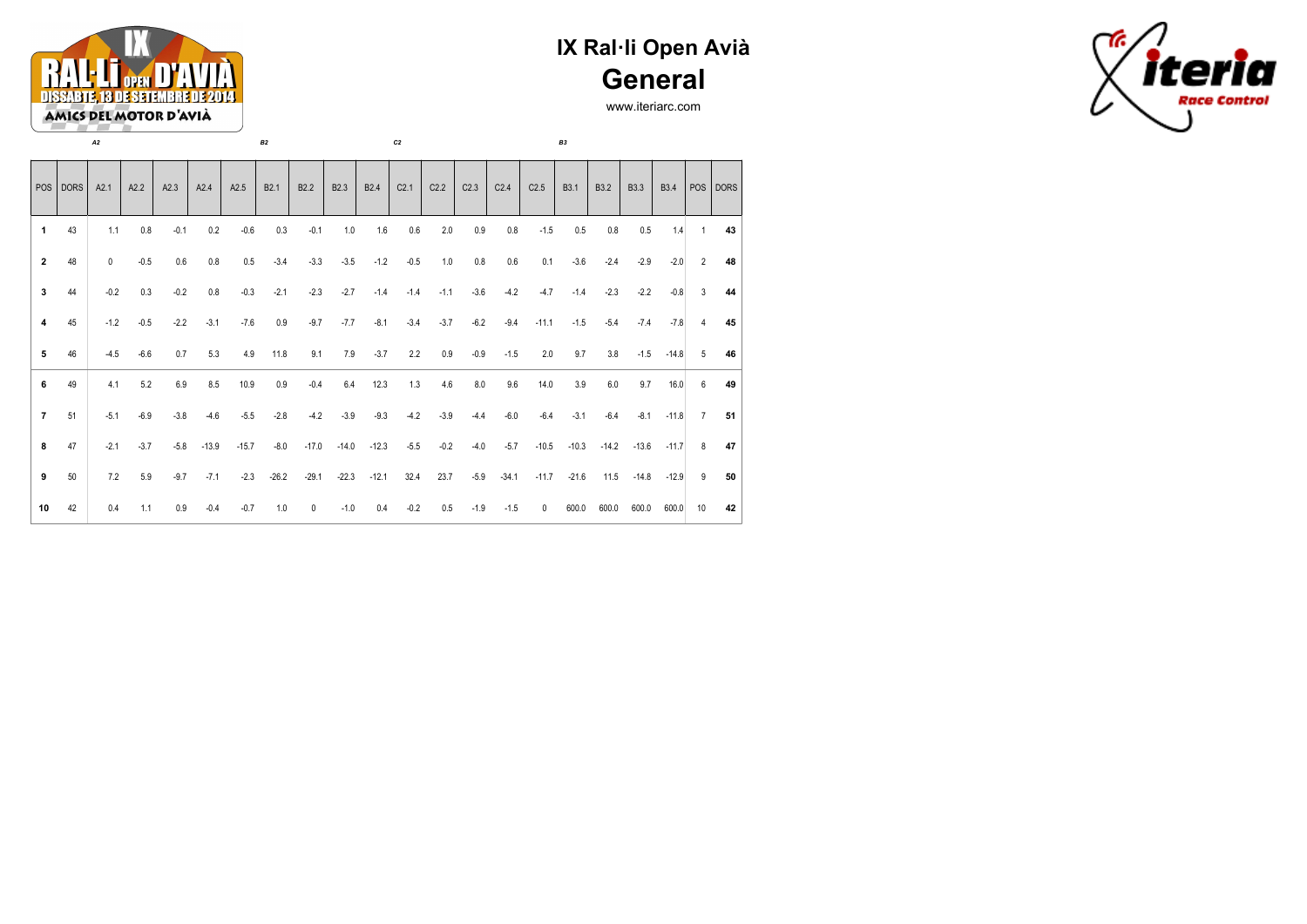# IX Ral·li Open Avià

## General

www.iteriarc.com

| | | A2 | | | | | B2 | | | | C2 | | | | | B3 | | | | | |
|---|---|---|---|---|---|---|---|---|---|---|---|---|---|---|---|---|---|---|---|---|---|
| POS | DORS | A2.1 | A2.2 | A2.3 | A2.4 | A2.5 | B2.1 | B2.2 | B2.3 | B2.4 | C2.1 | C2.2 | C2.3 | C2.4 | C2.5 | B3.1 | B3.2 | B3.3 | B3.4 | POS | DORS |
| **1** | 43 | 1.1 | 0.8 | -0.1 | 0.2 | -0.6 | 0.3 | -0.1 | 1.0 | 1.6 | 0.6 | 2.0 | 0.9 | 0.8 | -1.5 | 0.5 | 0.8 | 0.5 | 1.4 | 1 | **43** |
| **2** | 48 | 0 | -0.5 | 0.6 | 0.8 | 0.5 | -3.4 | -3.3 | -3.5 | -1.2 | -0.5 | 1.0 | 0.8 | 0.6 | 0.1 | -3.6 | -2.4 | -2.9 | -2.0 | 2 | **48** |
| **3** | 44 | -0.2 | 0.3 | -0.2 | 0.8 | -0.3 | -2.1 | -2.3 | -2.7 | -1.4 | -1.4 | -1.1 | -3.6 | -4.2 | -4.7 | -1.4 | -2.3 | -2.2 | -0.8 | 3 | **44** |
| **4** | 45 | -1.2 | -0.5 | -2.2 | -3.1 | -7.6 | 0.9 | -9.7 | -7.7 | -8.1 | -3.4 | -3.7 | -6.2 | -9.4 | -11.1 | -1.5 | -5.4 | -7.4 | -7.8 | 4 | **45** |
| **5** | 46 | -4.5 | -6.6 | 0.7 | 5.3 | 4.9 | 11.8 | 9.1 | 7.9 | -3.7 | 2.2 | 0.9 | -0.9 | -1.5 | 2.0 | 9.7 | 3.8 | -1.5 | -14.8 | 5 | **46** |
| **6** | 49 | 4.1 | 5.2 | 6.9 | 8.5 | 10.9 | 0.9 | -0.4 | 6.4 | 12.3 | 1.3 | 4.6 | 8.0 | 9.6 | 14.0 | 3.9 | 6.0 | 9.7 | 16.0 | 6 | **49** |
| **7** | 51 | -5.1 | -6.9 | -3.8 | -4.6 | -5.5 | -2.8 | -4.2 | -3.9 | -9.3 | -4.2 | -3.9 | -4.4 | -6.0 | -6.4 | -3.1 | -6.4 | -8.1 | -11.8 | 7 | **51** |
| **8** | 47 | -2.1 | -3.7 | -5.8 | -13.9 | -15.7 | -8.0 | -17.0 | -14.0 | -12.3 | -5.5 | -0.2 | -4.0 | -5.7 | -10.5 | -10.3 | -14.2 | -13.6 | -11.7 | 8 | **47** |
| **9** | 50 | 7.2 | 5.9 | -9.7 | -7.1 | -2.3 | -26.2 | -29.1 | -22.3 | -12.1 | 32.4 | 23.7 | -5.9 | -34.1 | -11.7 | -21.6 | 11.5 | -14.8 | -12.9 | 9 | **50** |
| **10** | 42 | 0.4 | 1.1 | 0.9 | -0.4 | -0.7 | 1.0 | 0 | -1.0 | 0.4 | -0.2 | 0.5 | -1.9 | -1.5 | 0 | 600.0 | 600.0 | 600.0 | 600.0 | 10 | **42** |